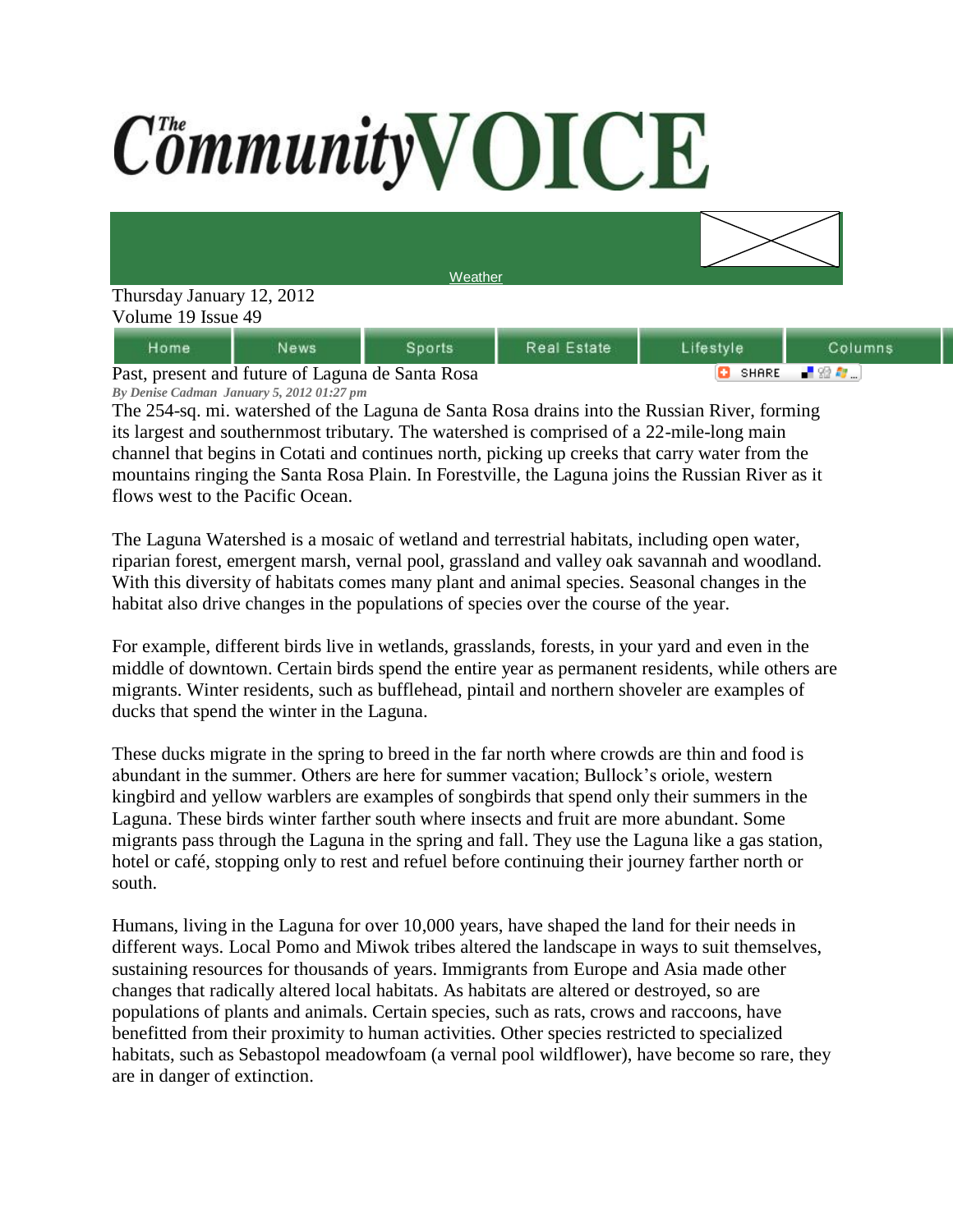# The Community VOICE

Weather

Thursday January 12, 2012
Volume 19 Issue 49

Home | News | Sports | Real Estate | Lifestyle | Columns

## Past, present and future of Laguna de Santa Rosa

*By Denise Cadman January 5, 2012 01:27 pm*

The 254-sq. mi. watershed of the Laguna de Santa Rosa drains into the Russian River, forming its largest and southernmost tributary. The watershed is comprised of a 22-mile-long main channel that begins in Cotati and continues north, picking up creeks that carry water from the mountains ringing the Santa Rosa Plain. In Forestville, the Laguna joins the Russian River as it flows west to the Pacific Ocean.

The Laguna Watershed is a mosaic of wetland and terrestrial habitats, including open water, riparian forest, emergent marsh, vernal pool, grassland and valley oak savannah and woodland. With this diversity of habitats comes many plant and animal species. Seasonal changes in the habitat also drive changes in the populations of species over the course of the year.

For example, different birds live in wetlands, grasslands, forests, in your yard and even in the middle of downtown. Certain birds spend the entire year as permanent residents, while others are migrants. Winter residents, such as bufflehead, pintail and northern shoveler are examples of ducks that spend the winter in the Laguna.

These ducks migrate in the spring to breed in the far north where crowds are thin and food is abundant in the summer. Others are here for summer vacation; Bullock's oriole, western kingbird and yellow warblers are examples of songbirds that spend only their summers in the Laguna. These birds winter farther south where insects and fruit are more abundant. Some migrants pass through the Laguna in the spring and fall. They use the Laguna like a gas station, hotel or café, stopping only to rest and refuel before continuing their journey farther north or south.

Humans, living in the Laguna for over 10,000 years, have shaped the land for their needs in different ways. Local Pomo and Miwok tribes altered the landscape in ways to suit themselves, sustaining resources for thousands of years. Immigrants from Europe and Asia made other changes that radically altered local habitats. As habitats are altered or destroyed, so are populations of plants and animals. Certain species, such as rats, crows and raccoons, have benefitted from their proximity to human activities. Other species restricted to specialized habitats, such as Sebastopol meadowfoam (a vernal pool wildflower), have become so rare, they are in danger of extinction.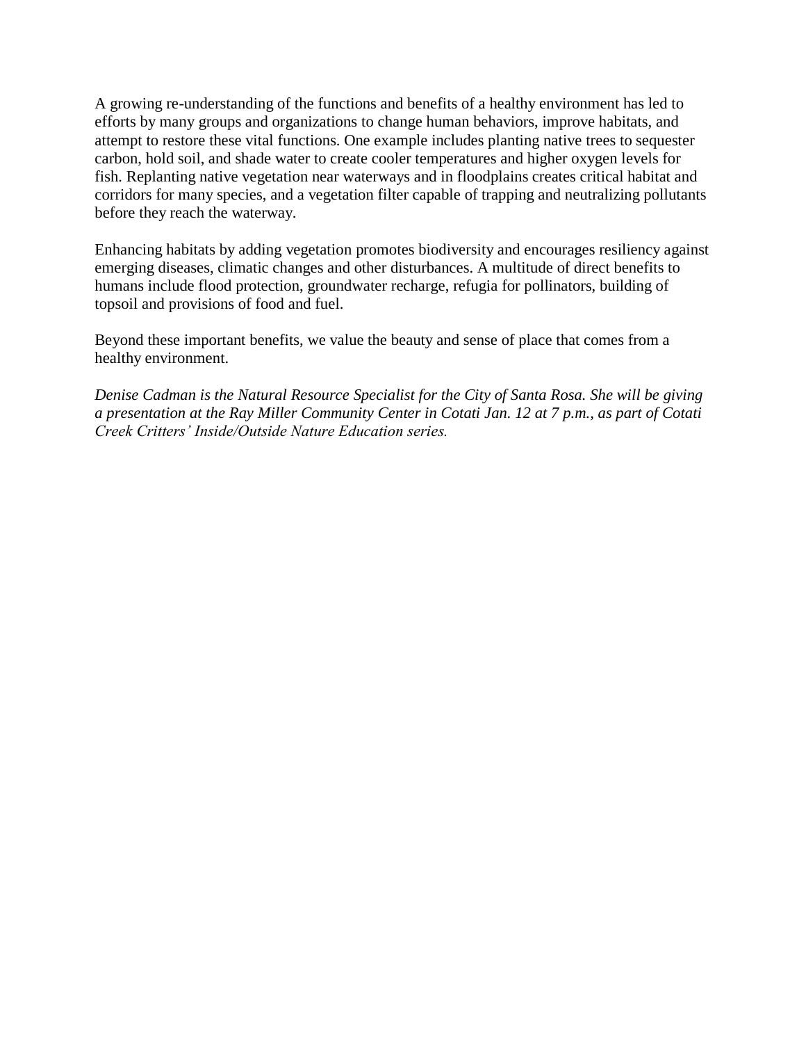A growing re-understanding of the functions and benefits of a healthy environment has led to efforts by many groups and organizations to change human behaviors, improve habitats, and attempt to restore these vital functions. One example includes planting native trees to sequester carbon, hold soil, and shade water to create cooler temperatures and higher oxygen levels for fish. Replanting native vegetation near waterways and in floodplains creates critical habitat and corridors for many species, and a vegetation filter capable of trapping and neutralizing pollutants before they reach the waterway.

Enhancing habitats by adding vegetation promotes biodiversity and encourages resiliency against emerging diseases, climatic changes and other disturbances. A multitude of direct benefits to humans include flood protection, groundwater recharge, refugia for pollinators, building of topsoil and provisions of food and fuel.

Beyond these important benefits, we value the beauty and sense of place that comes from a healthy environment.

*Denise Cadman is the Natural Resource Specialist for the City of Santa Rosa. She will be giving a presentation at the Ray Miller Community Center in Cotati Jan. 12 at 7 p.m., as part of Cotati Creek Critters' Inside/Outside Nature Education series.*